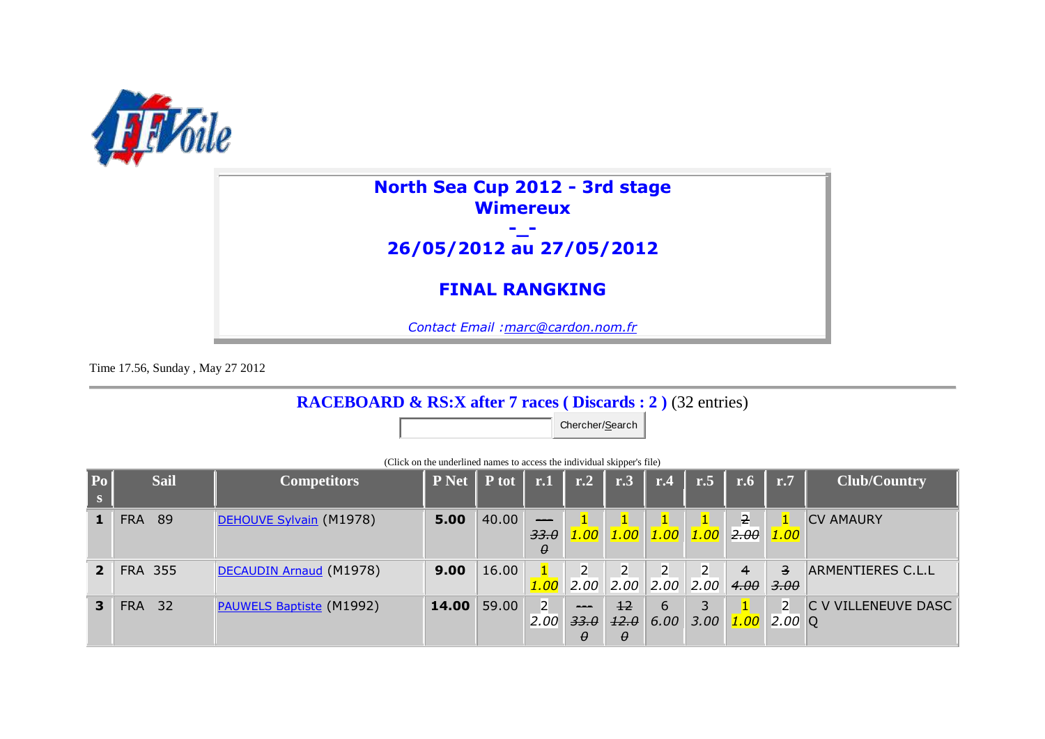## North Sea Cup 2012 - 3rd stage
## Wimereux
## -_-
## 26/05/2012 au 27/05/2012

## FINAL RANGKING

*Contact Email :marc@cardon.nom.fr*

Time 17.56, Sunday , May 27 2012

### RACEBOARD & RS:X after 7 races ( Discards : 2 ) (32 entries)

Chercher/Search

(Click on the underlined names to access the individual skipper's file)

| Pos | Sail | Competitors | P Net | P tot | r.1 | r.2 | r.3 | r.4 | r.5 | r.6 | r.7 | Club/Country |
|---|---|---|---|---|---|---|---|---|---|---|---|---|
| **1** | FRA 89 | DEHOUVE Sylvain (M1978) | **5.00** | 40.00 | ~~---~~ ~~33.00~~ | 1 1.00 | 1 1.00 | 1 1.00 | 1 1.00 | ~~2~~ ~~2.00~~ | 1 1.00 | CV AMAURY |
| **2** | FRA 355 | DECAUDIN Arnaud (M1978) | **9.00** | 16.00 | 1 1.00 | 2 2.00 | 2 2.00 | 2 2.00 | 2 2.00 | ~~4~~ ~~4.00~~ | ~~3~~ ~~3.00~~ | ARMENTIERES C.L.L |
| **3** | FRA 32 | PAUWELS Baptiste (M1992) | **14.00** | 59.00 | 2 2.00 | ~~---~~ ~~33.00~~ | ~~12~~ ~~12.00~~ | 6 6.00 | 3 3.00 | 1 1.00 | 2 2.00 | C V VILLENEUVE DASC Q |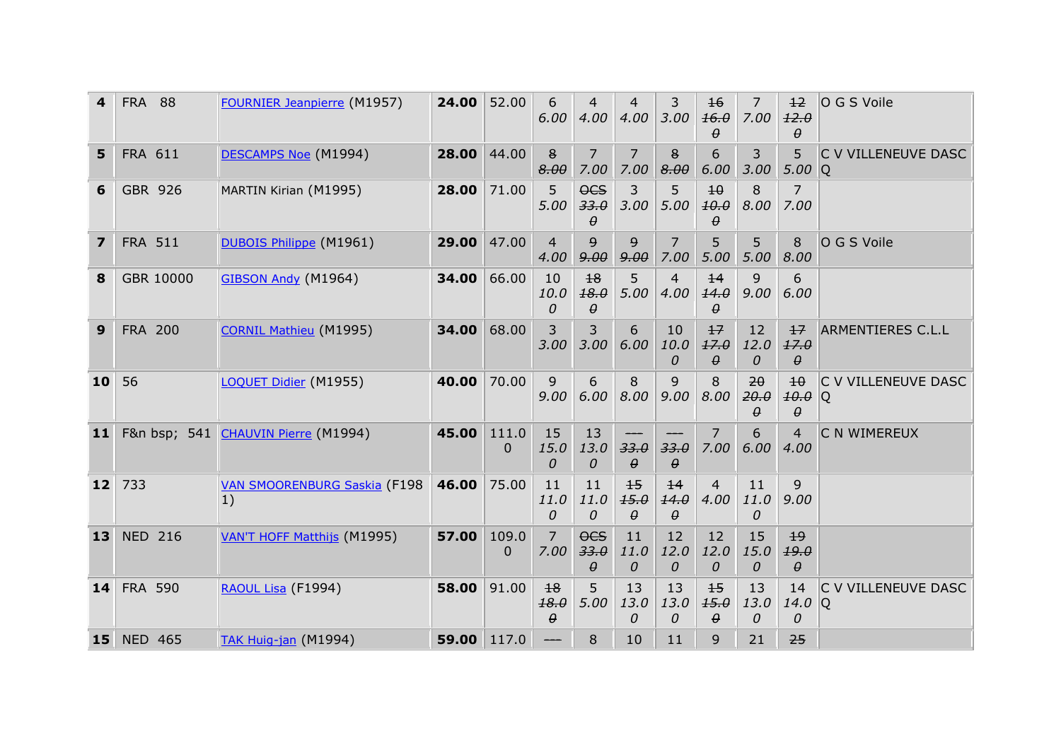| | | | | | | | | | | | | |
|---|---|---|---|---|---|---|---|---|---|---|---|---|
| **4** | FRA 88 | FOURNIER Jeanpierre (M1957) | **24.00** | 52.00 | 6 *6.00* | 4 *4.00* | 4 *4.00* | 3 *3.00* | ~~16~~ ~~*16.00*~~ | 7 *7.00* | ~~12~~ ~~*12.00*~~ | O G S Voile |
| **5** | FRA 611 | DESCAMPS Noe (M1994) | **28.00** | 44.00 | ~~8~~ ~~*8.00*~~ | 7 *7.00* | 7 *7.00* | ~~8~~ ~~*8.00*~~ | 6 *6.00* | 3 *3.00* | 5 *5.00* | C V VILLENEUVE DASC Q |
| **6** | GBR 926 | MARTIN Kirian (M1995) | **28.00** | 71.00 | 5 *5.00* | ~~OCS~~ ~~*33.00*~~ | 3 *3.00* | 5 *5.00* | ~~10~~ ~~*10.00*~~ | 8 *8.00* | 7 *7.00* | |
| **7** | FRA 511 | DUBOIS Philippe (M1961) | **29.00** | 47.00 | 4 *4.00* | ~~9~~ ~~*9.00*~~ | ~~9~~ ~~*9.00*~~ | 7 *7.00* | 5 *5.00* | 5 *5.00* | 8 *8.00* | O G S Voile |
| **8** | GBR 10000 | GIBSON Andy (M1964) | **34.00** | 66.00 | 10 *10.00* | ~~18~~ ~~*18.00*~~ | 5 *5.00* | 4 *4.00* | ~~14~~ ~~*14.00*~~ | 9 *9.00* | 6 *6.00* | |
| **9** | FRA 200 | CORNIL Mathieu (M1995) | **34.00** | 68.00 | 3 *3.00* | 3 *3.00* | 6 *6.00* | 10 *10.00* | ~~17~~ ~~*17.00*~~ | 12 *12.00* | ~~17~~ ~~*17.00*~~ | ARMENTIERES C.L.L |
| **10** | 56 | LOQUET Didier (M1955) | **40.00** | 70.00 | 9 *9.00* | 6 *6.00* | 8 *8.00* | 9 *9.00* | 8 *8.00* | ~~20~~ ~~*20.00*~~ | ~~10~~ ~~*10.00*~~ | C V VILLENEUVE DASC Q |
| **11** | F&n bsp; 541 | CHAUVIN Pierre (M1994) | **45.00** | 111.00 | 15 *15.00* | 13 *13.00* | ~~---~~ ~~*33.00*~~ | ~~---~~ ~~*33.00*~~ | 7 *7.00* | 6 *6.00* | 4 *4.00* | C N WIMEREUX |
| **12** | 733 | VAN SMOORENBURG Saskia (F1981) | **46.00** | 75.00 | 11 *11.00* | 11 *11.00* | ~~15~~ ~~*15.00*~~ | ~~14~~ ~~*14.00*~~ | 4 *4.00* | 11 *11.00* | 9 *9.00* | |
| **13** | NED 216 | VAN'T HOFF Matthijs (M1995) | **57.00** | 109.00 | 7 *7.00* | ~~OCS~~ ~~*33.00*~~ | 11 *11.00* | 12 *12.00* | 12 *12.00* | 15 *15.00* | ~~19~~ ~~*19.00*~~ | |
| **14** | FRA 590 | RAOUL Lisa (F1994) | **58.00** | 91.00 | ~~18~~ ~~*18.00*~~ | 5 *5.00* | 13 *13.00* | 13 *13.00* | ~~15~~ ~~*15.00*~~ | 13 *13.00* | 14 *14.00* | C V VILLENEUVE DASC Q |
| **15** | NED 465 | TAK Huig-jan (M1994) | **59.00** | 117.0 | ~~---~~ | 8 | 10 | 11 | 9 | 21 | ~~25~~ | |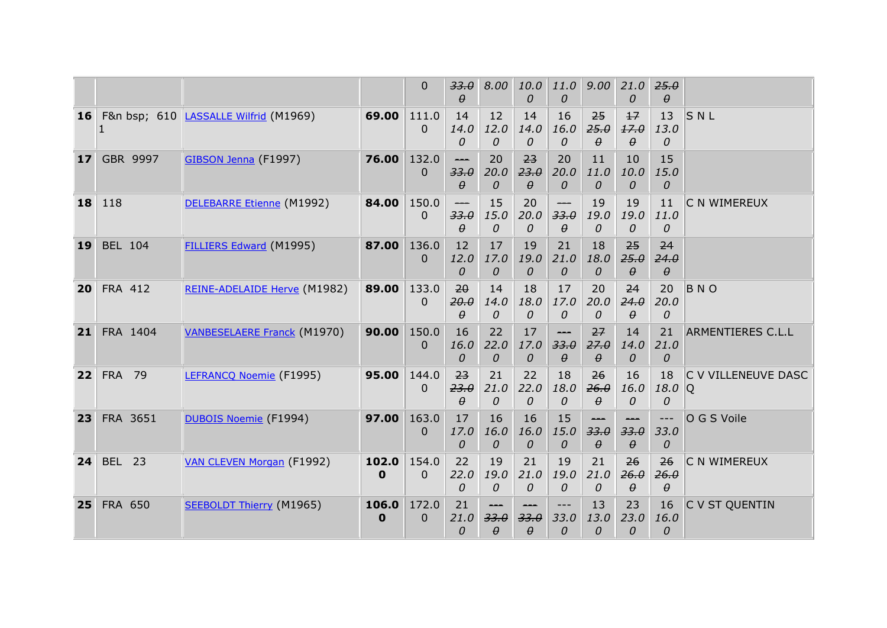| | | | | | | | | | | | | |
|---|---|---|---|---|---|---|---|---|---|---|---|---|
| | | | | 0 | ~~33.0~~ *~~0~~* | *8.00* | *10.0 0* | *11.0 0* | *9.00* | *21.0 0* | ~~25.0~~ *~~0~~* | |
| **16** | F&n bsp; 610 1 | LASSALLE Wilfrid (M1969) | **69.00** | 111.0 0 | 14 *14.0 0* | 12 *12.0 0* | 14 *14.0 0* | 16 *16.0 0* | ~~25~~ *~~25.0 0~~* | ~~17~~ *~~17.0 0~~* | 13 *13.0 0* | S N L |
| **17** | GBR 9997 | GIBSON Jenna (F1997) | **76.00** | 132.0 0 | ~~---~~ *~~33.0 0~~* | 20 *20.0 0* | ~~23~~ *~~23.0 0~~* | 20 *20.0 0* | 11 *11.0 0* | 10 *10.0 0* | 15 *15.0 0* | |
| **18** | 118 | DELEBARRE Etienne (M1992) | **84.00** | 150.0 0 | ~~---~~ *~~33.0 0~~* | 15 *15.0 0* | 20 *20.0 0* | ~~---~~ *~~33.0 0~~* | 19 *19.0 0* | 19 *19.0 0* | 11 *11.0 0* | C N WIMEREUX |
| **19** | BEL 104 | FILLIERS Edward (M1995) | **87.00** | 136.0 0 | 12 *12.0 0* | 17 *17.0 0* | 19 *19.0 0* | 21 *21.0 0* | 18 *18.0 0* | ~~25~~ *~~25.0 0~~* | ~~24~~ *~~24.0 0~~* | |
| **20** | FRA 412 | REINE-ADELAIDE Herve (M1982) | **89.00** | 133.0 0 | ~~20~~ *~~20.0 0~~* | 14 *14.0 0* | 18 *18.0 0* | 17 *17.0 0* | 20 *20.0 0* | ~~24~~ *~~24.0 0~~* | 20 *20.0 0* | B N O |
| **21** | FRA 1404 | VANBESELAERE Franck (M1970) | **90.00** | 150.0 0 | 16 *16.0 0* | 22 *22.0 0* | 17 *17.0 0* | ~~---~~ *~~33.0 0~~* | ~~27~~ *~~27.0 0~~* | 14 *14.0 0* | 21 *21.0 0* | ARMENTIERES C.L.L |
| **22** | FRA 79 | LEFRANCQ Noemie (F1995) | **95.00** | 144.0 0 | ~~23~~ *~~23.0 0~~* | 21 *21.0 0* | 22 *22.0 0* | 18 *18.0 0* | ~~26~~ *~~26.0 0~~* | 16 *16.0 0* | 18 *18.0 0* | C V VILLENEUVE DASC Q |
| **23** | FRA 3651 | DUBOIS Noemie (F1994) | **97.00** | 163.0 0 | 17 *17.0 0* | 16 *16.0 0* | 16 *16.0 0* | 15 *15.0 0* | ~~---~~ *~~33.0 0~~* | ~~---~~ *~~33.0 0~~* | --- *33.0 0* | O G S Voile |
| **24** | BEL 23 | VAN CLEVEN Morgan (F1992) | **102.0 0** | 154.0 0 | 22 *22.0 0* | 19 *19.0 0* | 21 *21.0 0* | 19 *19.0 0* | 21 *21.0 0* | ~~26~~ *~~26.0 0~~* | ~~26~~ *~~26.0 0~~* | C N WIMEREUX |
| **25** | FRA 650 | SEEBOLDT Thierry (M1965) | **106.0 0** | 172.0 0 | 21 *21.0 0* | ~~---~~ *~~33.0 0~~* | ~~---~~ *~~33.0 0~~* | --- *33.0 0* | 13 *13.0 0* | 23 *23.0 0* | 16 *16.0 0* | C V ST QUENTIN |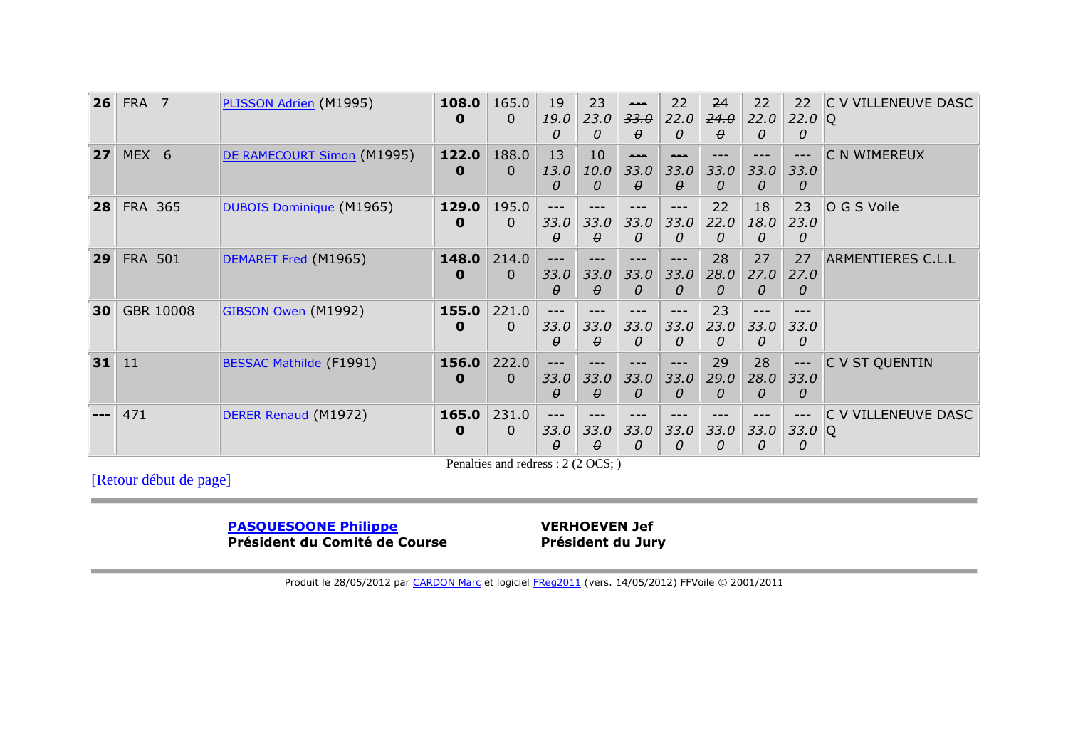| | | | | | | | | | | | | | |
|---|---|---|---|---|---|---|---|---|---|---|---|---|---|
| **26** | FRA 7 | PLISSON Adrien (M1995) | **108.00** | 165.00 | 19 *19.00* | 23 *23.00* | ~~---~~ ~~*33.00*~~ | 22 *22.00* | ~~24~~ ~~*24.00*~~ | 22 *22.00* | 22 *22.00* | C V VILLENEUVE DASCQ |
| **27** | MEX 6 | DE RAMECOURT Simon (M1995) | **122.00** | 188.00 | 13 *13.00* | 10 *10.00* | ~~---~~ ~~*33.00*~~ | ~~---~~ ~~*33.00*~~ | --- *33.00* | --- *33.00* | --- *33.00* | C N WIMEREUX |
| **28** | FRA 365 | DUBOIS Dominique (M1965) | **129.00** | 195.00 | ~~---~~ ~~*33.00*~~ | ~~---~~ ~~*33.00*~~ | --- *33.00* | --- *33.00* | 22 *22.00* | 18 *18.00* | 23 *23.00* | O G S Voile |
| **29** | FRA 501 | DEMARET Fred (M1965) | **148.00** | 214.00 | ~~---~~ ~~*33.00*~~ | ~~---~~ ~~*33.00*~~ | --- *33.00* | --- *33.00* | 28 *28.00* | 27 *27.00* | 27 *27.00* | ARMENTIERES C.L.L |
| **30** | GBR 10008 | GIBSON Owen (M1992) | **155.00** | 221.00 | ~~---~~ ~~*33.00*~~ | ~~---~~ ~~*33.00*~~ | --- *33.00* | --- *33.00* | 23 *23.00* | --- *33.00* | --- *33.00* | |
| **31** | 11 | BESSAC Mathilde (F1991) | **156.00** | 222.00 | ~~---~~ ~~*33.00*~~ | ~~---~~ ~~*33.00*~~ | --- *33.00* | --- *33.00* | 29 *29.00* | 28 *28.00* | --- *33.00* | C V ST QUENTIN |
| **---** | 471 | DERER Renaud (M1972) | **165.00** | 231.00 | ~~---~~ ~~*33.00*~~ | ~~---~~ ~~*33.00*~~ | --- *33.00* | --- *33.00* | --- *33.00* | --- *33.00* | --- *33.00* | C V VILLENEUVE DASCQ |

Penalties and redress : 2 (2 OCS; )

[Retour début de page]

---

**PASQUESOONE Philippe**
**Président du Comité de Course**

**VERHOEVEN Jef**
**Président du Jury**

---

Produit le 28/05/2012 par CARDON Marc et logiciel FReg2011 (vers. 14/05/2012) FFVoile © 2001/2011